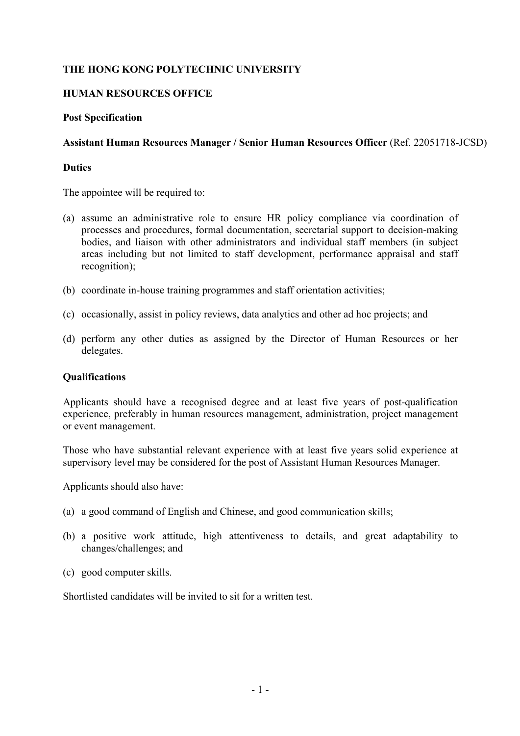**THE HONG KONG POLYTECHNIC UNIVERSITY**

**HUMAN RESOURCES OFFICE**

**Post Specification**

**Assistant Human Resources Manager / Senior Human Resources Officer** (Ref. 22051718-JCSD)

**Duties**

The appointee will be required to:

(a) assume an administrative role to ensure HR policy compliance via coordination of processes and procedures, formal documentation, secretarial support to decision-making bodies, and liaison with other administrators and individual staff members (in subject areas including but not limited to staff development, performance appraisal and staff recognition);

(b) coordinate in-house training programmes and staff orientation activities;

(c) occasionally, assist in policy reviews, data analytics and other ad hoc projects; and

(d) perform any other duties as assigned by the Director of Human Resources or her delegates.

**Qualifications**

Applicants should have a recognised degree and at least five years of post-qualification experience, preferably in human resources management, administration, project management or event management.

Those who have substantial relevant experience with at least five years solid experience at supervisory level may be considered for the post of Assistant Human Resources Manager.

Applicants should also have:

(a) a good command of English and Chinese, and good communication skills;

(b) a positive work attitude, high attentiveness to details, and great adaptability to changes/challenges; and

(c) good computer skills.

Shortlisted candidates will be invited to sit for a written test.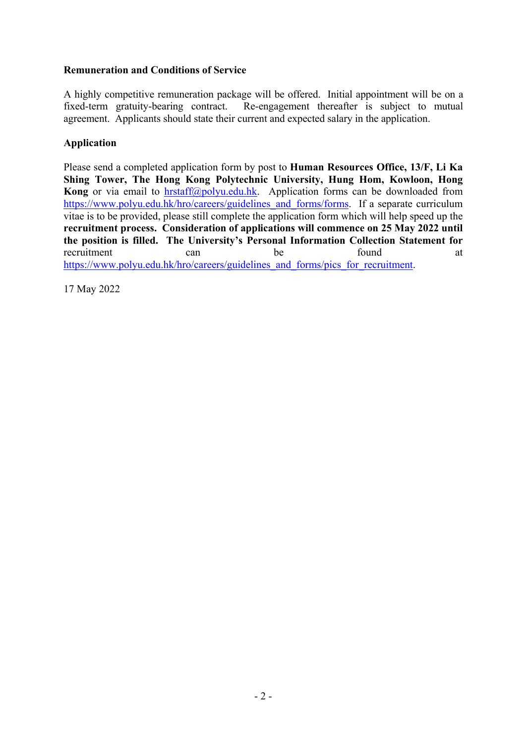**Remuneration and Conditions of Service**

A highly competitive remuneration package will be offered. Initial appointment will be on a fixed-term gratuity-bearing contract. Re-engagement thereafter is subject to mutual agreement. Applicants should state their current and expected salary in the application.

**Application**

Please send a completed application form by post to **Human Resources Office, 13/F, Li Ka Shing Tower, The Hong Kong Polytechnic University, Hung Hom, Kowloon, Hong Kong** or via email to hrstaff@polyu.edu.hk. Application forms can be downloaded from https://www.polyu.edu.hk/hro/careers/guidelines_and_forms/forms. If a separate curriculum vitae is to be provided, please still complete the application form which will help speed up the **recruitment process. Consideration of applications will commence on 25 May 2022 until the position is filled. The University's Personal Information Collection Statement for** recruitment can be found at https://www.polyu.edu.hk/hro/careers/guidelines_and_forms/pics_for_recruitment.

17 May 2022